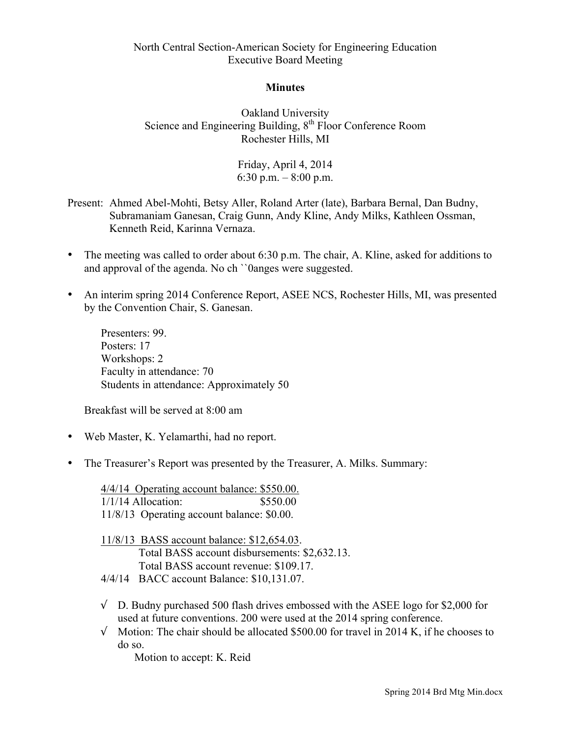North Central Section-American Society for Engineering Education
Executive Board Meeting

**Minutes**

Oakland University
Science and Engineering Building, 8th Floor Conference Room
Rochester Hills, MI

Friday, April 4, 2014
6:30 p.m. – 8:00 p.m.

Present: Ahmed Abel-Mohti, Betsy Aller, Roland Arter (late), Barbara Bernal, Dan Budny, Subramaniam Ganesan, Craig Gunn, Andy Kline, Andy Milks, Kathleen Ossman, Kenneth Reid, Karinna Vernaza.

- The meeting was called to order about 6:30 p.m. The chair, A. Kline, asked for additions to and approval of the agenda. No ch ``0anges were suggested.

- An interim spring 2014 Conference Report, ASEE NCS, Rochester Hills, MI, was presented by the Convention Chair, S. Ganesan.

  Presenters: 99.
  Posters: 17
  Workshops: 2
  Faculty in attendance: 70
  Students in attendance: Approximately 50

  Breakfast will be served at 8:00 am

- Web Master, K. Yelamarthi, had no report.

- The Treasurer's Report was presented by the Treasurer, A. Milks. Summary:

  4/4/14 Operating account balance: $550.00.
  1/1/14 Allocation: $550.00
  11/8/13 Operating account balance: $0.00.

  11/8/13 BASS account balance: $12,654.03.
  Total BASS account disbursements: $2,632.13.
  Total BASS account revenue: $109.17.
  4/4/14 BACC account Balance: $10,131.07.

  √ D. Budny purchased 500 flash drives embossed with the ASEE logo for $2,000 for used at future conventions. 200 were used at the 2014 spring conference.
  √ Motion: The chair should be allocated $500.00 for travel in 2014 K, if he chooses to do so.
  Motion to accept: K. Reid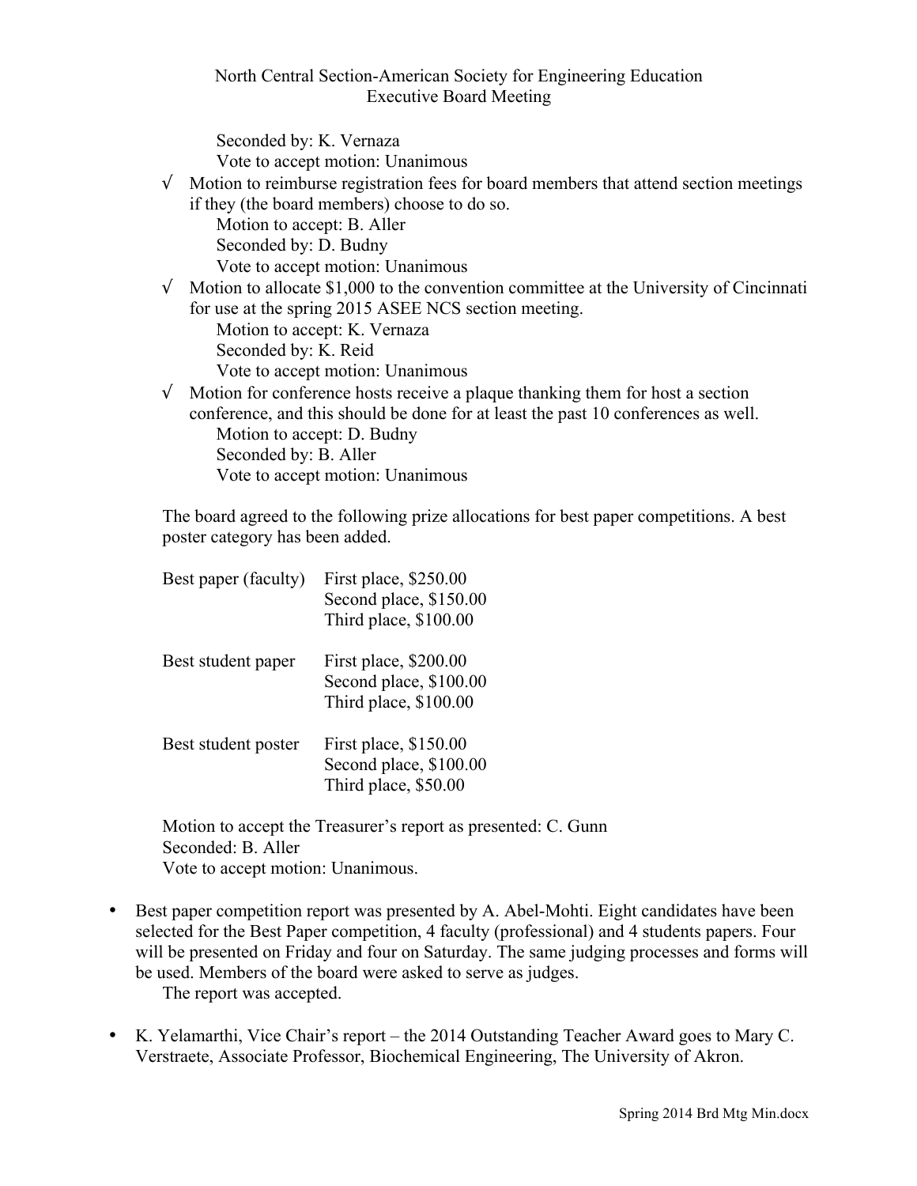Seconded by: K. Vernaza
Vote to accept motion: Unanimous

- √ Motion to reimburse registration fees for board members that attend section meetings if they (the board members) choose to do so.
  Motion to accept: B. Aller
  Seconded by: D. Budny
  Vote to accept motion: Unanimous
- √ Motion to allocate $1,000 to the convention committee at the University of Cincinnati for use at the spring 2015 ASEE NCS section meeting.
  Motion to accept: K. Vernaza
  Seconded by: K. Reid
  Vote to accept motion: Unanimous
- √ Motion for conference hosts receive a plaque thanking them for host a section conference, and this should be done for at least the past 10 conferences as well.
  Motion to accept: D. Budny
  Seconded by: B. Aller
  Vote to accept motion: Unanimous

The board agreed to the following prize allocations for best paper competitions. A best poster category has been added.

| | |
|---|---|
| Best paper (faculty) | First place, $250.00<br>Second place, $150.00<br>Third place, $100.00 |
| Best student paper | First place, $200.00<br>Second place, $100.00<br>Third place, $100.00 |
| Best student poster | First place, $150.00<br>Second place, $100.00<br>Third place, $50.00 |

Motion to accept the Treasurer's report as presented: C. Gunn
Seconded: B. Aller
Vote to accept motion: Unanimous.

- Best paper competition report was presented by A. Abel-Mohti. Eight candidates have been selected for the Best Paper competition, 4 faculty (professional) and 4 students papers. Four will be presented on Friday and four on Saturday. The same judging processes and forms will be used. Members of the board were asked to serve as judges.
  The report was accepted.

- K. Yelamarthi, Vice Chair's report – the 2014 Outstanding Teacher Award goes to Mary C. Verstraete, Associate Professor, Biochemical Engineering, The University of Akron.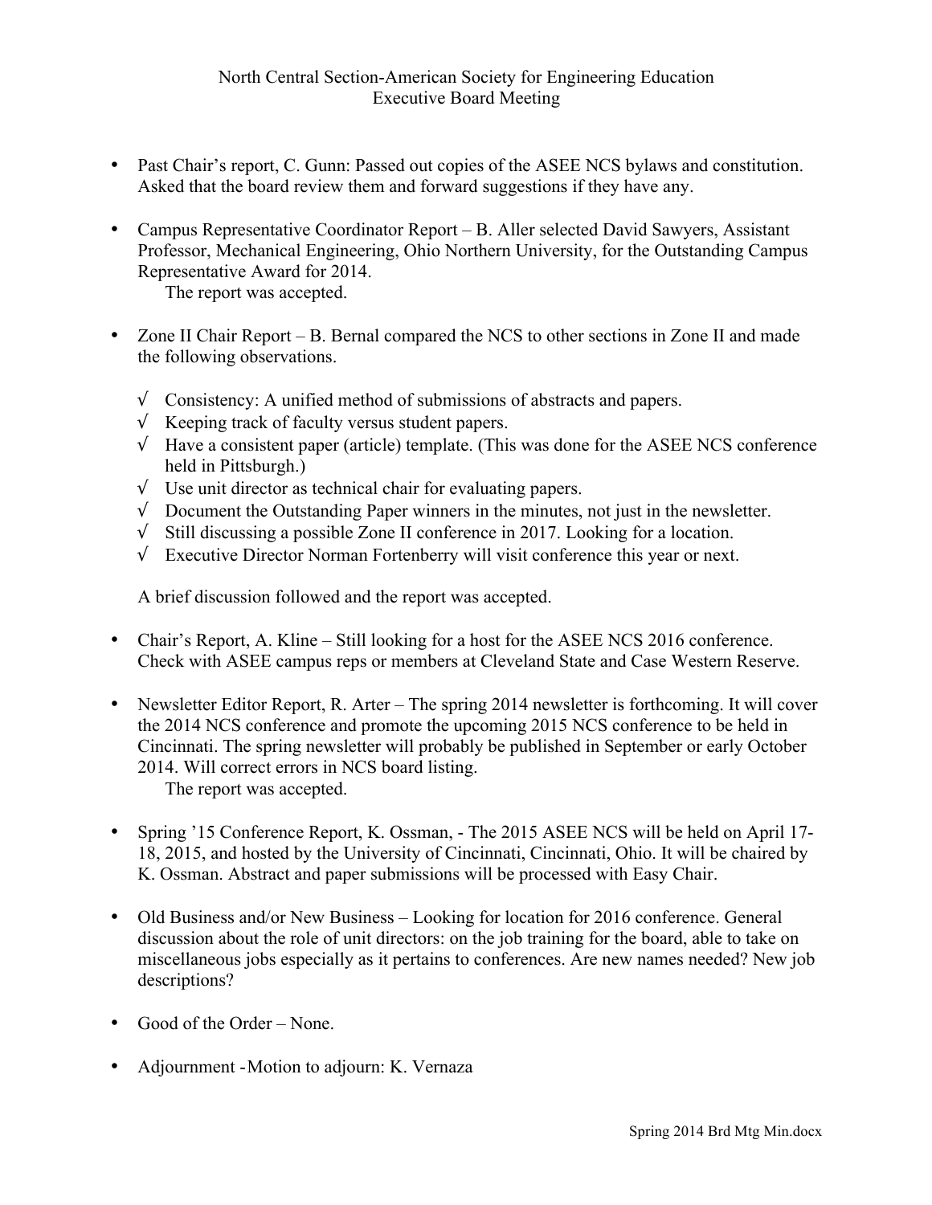North Central Section-American Society for Engineering Education
Executive Board Meeting

- Past Chair's report, C. Gunn: Passed out copies of the ASEE NCS bylaws and constitution. Asked that the board review them and forward suggestions if they have any.

- Campus Representative Coordinator Report – B. Aller selected David Sawyers, Assistant Professor, Mechanical Engineering, Ohio Northern University, for the Outstanding Campus Representative Award for 2014.
  The report was accepted.

- Zone II Chair Report – B. Bernal compared the NCS to other sections in Zone II and made the following observations.

  - √ Consistency: A unified method of submissions of abstracts and papers.
  - √ Keeping track of faculty versus student papers.
  - √ Have a consistent paper (article) template. (This was done for the ASEE NCS conference held in Pittsburgh.)
  - √ Use unit director as technical chair for evaluating papers.
  - √ Document the Outstanding Paper winners in the minutes, not just in the newsletter.
  - √ Still discussing a possible Zone II conference in 2017. Looking for a location.
  - √ Executive Director Norman Fortenberry will visit conference this year or next.

  A brief discussion followed and the report was accepted.

- Chair's Report, A. Kline – Still looking for a host for the ASEE NCS 2016 conference. Check with ASEE campus reps or members at Cleveland State and Case Western Reserve.

- Newsletter Editor Report, R. Arter – The spring 2014 newsletter is forthcoming. It will cover the 2014 NCS conference and promote the upcoming 2015 NCS conference to be held in Cincinnati. The spring newsletter will probably be published in September or early October 2014. Will correct errors in NCS board listing.
  The report was accepted.

- Spring '15 Conference Report, K. Ossman, - The 2015 ASEE NCS will be held on April 17-18, 2015, and hosted by the University of Cincinnati, Cincinnati, Ohio. It will be chaired by K. Ossman. Abstract and paper submissions will be processed with Easy Chair.

- Old Business and/or New Business – Looking for location for 2016 conference. General discussion about the role of unit directors: on the job training for the board, able to take on miscellaneous jobs especially as it pertains to conferences. Are new names needed? New job descriptions?

- Good of the Order – None.

- Adjournment -Motion to adjourn: K. Vernaza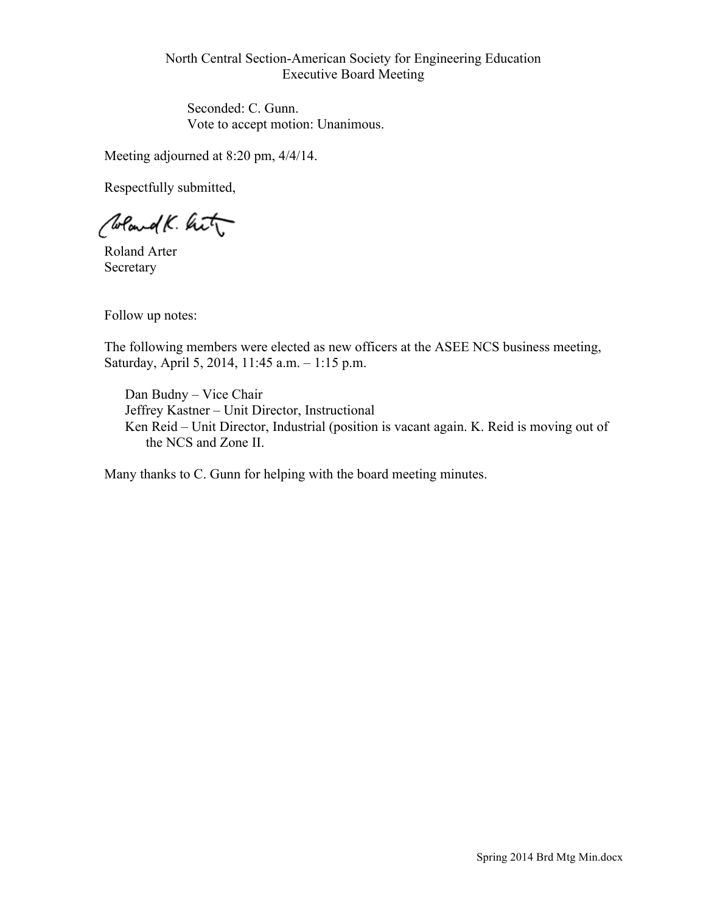Seconded: C. Gunn.
Vote to accept motion: Unanimous.

Meeting adjourned at 8:20 pm, 4/4/14.

Respectfully submitted,

Roland Arter
Secretary

Follow up notes:

The following members were elected as new officers at the ASEE NCS business meeting, Saturday, April 5, 2014, 11:45 a.m. – 1:15 p.m.

Dan Budny – Vice Chair
Jeffrey Kastner – Unit Director, Instructional
Ken Reid – Unit Director, Industrial (position is vacant again. K. Reid is moving out of the NCS and Zone II.

Many thanks to C. Gunn for helping with the board meeting minutes.